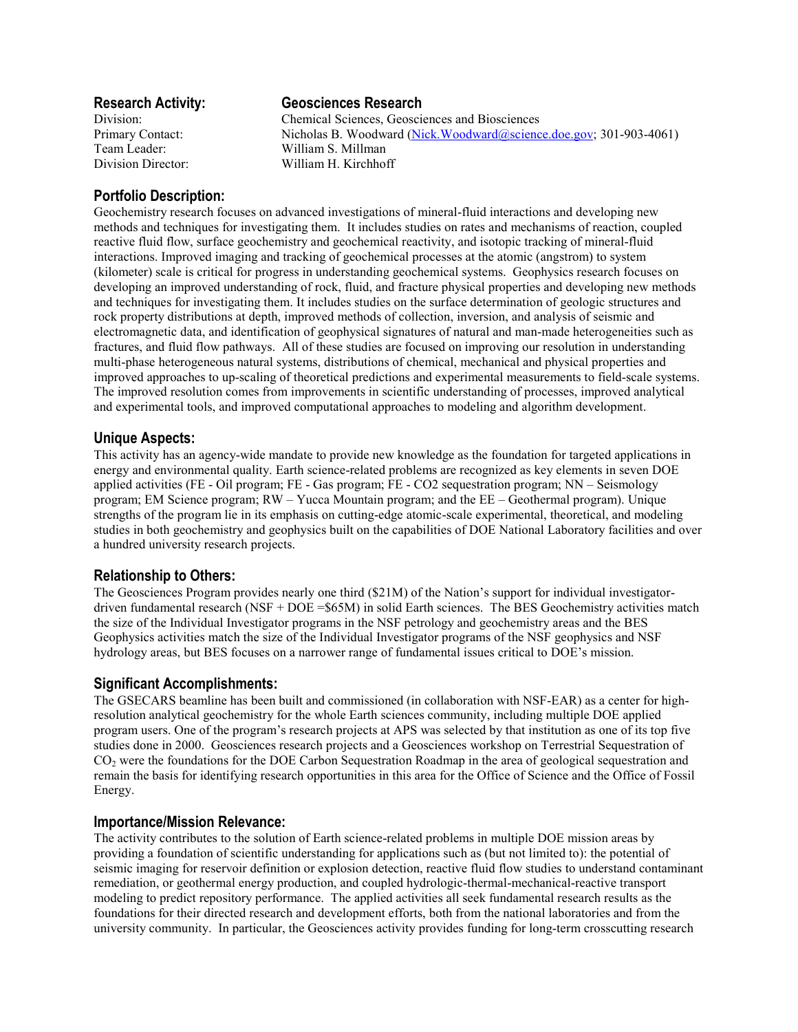## Research Activity: Geosciences Research

Division: Chemical Sciences, Geosciences and Biosciences
Primary Contact: Nicholas B. Woodward (Nick.Woodward@science.doe.gov; 301-903-4061)
Team Leader: William S. Millman
Division Director: William H. Kirchhoff

### Portfolio Description:

Geochemistry research focuses on advanced investigations of mineral-fluid interactions and developing new methods and techniques for investigating them. It includes studies on rates and mechanisms of reaction, coupled reactive fluid flow, surface geochemistry and geochemical reactivity, and isotopic tracking of mineral-fluid interactions. Improved imaging and tracking of geochemical processes at the atomic (angstrom) to system (kilometer) scale is critical for progress in understanding geochemical systems. Geophysics research focuses on developing an improved understanding of rock, fluid, and fracture physical properties and developing new methods and techniques for investigating them. It includes studies on the surface determination of geologic structures and rock property distributions at depth, improved methods of collection, inversion, and analysis of seismic and electromagnetic data, and identification of geophysical signatures of natural and man-made heterogeneities such as fractures, and fluid flow pathways. All of these studies are focused on improving our resolution in understanding multi-phase heterogeneous natural systems, distributions of chemical, mechanical and physical properties and improved approaches to up-scaling of theoretical predictions and experimental measurements to field-scale systems. The improved resolution comes from improvements in scientific understanding of processes, improved analytical and experimental tools, and improved computational approaches to modeling and algorithm development.

### Unique Aspects:

This activity has an agency-wide mandate to provide new knowledge as the foundation for targeted applications in energy and environmental quality. Earth science-related problems are recognized as key elements in seven DOE applied activities (FE - Oil program; FE - Gas program; FE - CO2 sequestration program; NN – Seismology program; EM Science program; RW – Yucca Mountain program; and the EE – Geothermal program). Unique strengths of the program lie in its emphasis on cutting-edge atomic-scale experimental, theoretical, and modeling studies in both geochemistry and geophysics built on the capabilities of DOE National Laboratory facilities and over a hundred university research projects.

### Relationship to Others:

The Geosciences Program provides nearly one third ($21M) of the Nation's support for individual investigator-driven fundamental research (NSF + DOE =$65M) in solid Earth sciences. The BES Geochemistry activities match the size of the Individual Investigator programs in the NSF petrology and geochemistry areas and the BES Geophysics activities match the size of the Individual Investigator programs of the NSF geophysics and NSF hydrology areas, but BES focuses on a narrower range of fundamental issues critical to DOE's mission.

### Significant Accomplishments:

The GSECARS beamline has been built and commissioned (in collaboration with NSF-EAR) as a center for high-resolution analytical geochemistry for the whole Earth sciences community, including multiple DOE applied program users. One of the program's research projects at APS was selected by that institution as one of its top five studies done in 2000. Geosciences research projects and a Geosciences workshop on Terrestrial Sequestration of $CO_2$ were the foundations for the DOE Carbon Sequestration Roadmap in the area of geological sequestration and remain the basis for identifying research opportunities in this area for the Office of Science and the Office of Fossil Energy.

### Importance/Mission Relevance:

The activity contributes to the solution of Earth science-related problems in multiple DOE mission areas by providing a foundation of scientific understanding for applications such as (but not limited to): the potential of seismic imaging for reservoir definition or explosion detection, reactive fluid flow studies to understand contaminant remediation, or geothermal energy production, and coupled hydrologic-thermal-mechanical-reactive transport modeling to predict repository performance. The applied activities all seek fundamental research results as the foundations for their directed research and development efforts, both from the national laboratories and from the university community. In particular, the Geosciences activity provides funding for long-term crosscutting research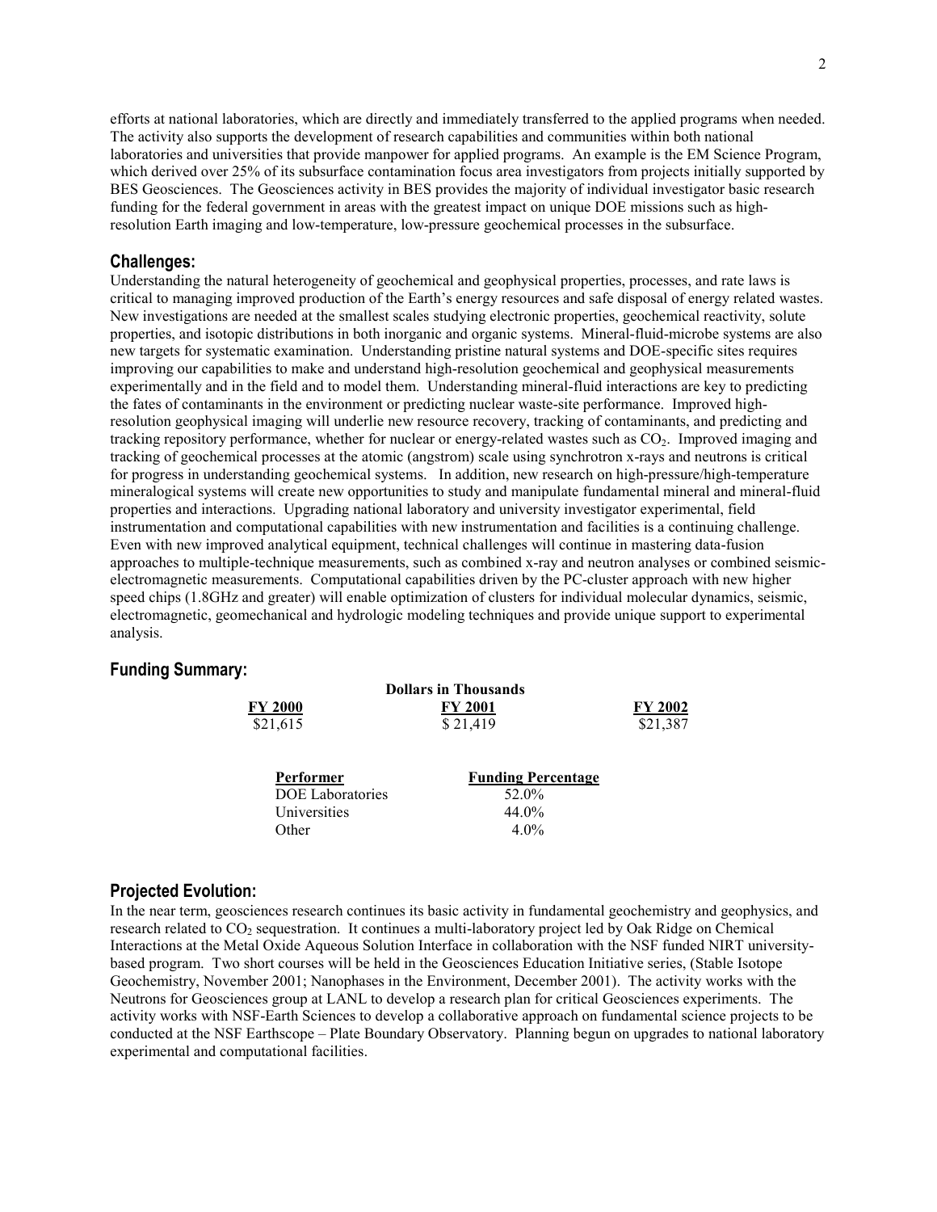efforts at national laboratories, which are directly and immediately transferred to the applied programs when needed. The activity also supports the development of research capabilities and communities within both national laboratories and universities that provide manpower for applied programs. An example is the EM Science Program, which derived over 25% of its subsurface contamination focus area investigators from projects initially supported by BES Geosciences. The Geosciences activity in BES provides the majority of individual investigator basic research funding for the federal government in areas with the greatest impact on unique DOE missions such as high-resolution Earth imaging and low-temperature, low-pressure geochemical processes in the subsurface.

## Challenges:

Understanding the natural heterogeneity of geochemical and geophysical properties, processes, and rate laws is critical to managing improved production of the Earth's energy resources and safe disposal of energy related wastes. New investigations are needed at the smallest scales studying electronic properties, geochemical reactivity, solute properties, and isotopic distributions in both inorganic and organic systems. Mineral-fluid-microbe systems are also new targets for systematic examination. Understanding pristine natural systems and DOE-specific sites requires improving our capabilities to make and understand high-resolution geochemical and geophysical measurements experimentally and in the field and to model them. Understanding mineral-fluid interactions are key to predicting the fates of contaminants in the environment or predicting nuclear waste-site performance. Improved high-resolution geophysical imaging will underlie new resource recovery, tracking of contaminants, and predicting and tracking repository performance, whether for nuclear or energy-related wastes such as $CO_2$. Improved imaging and tracking of geochemical processes at the atomic (angstrom) scale using synchrotron x-rays and neutrons is critical for progress in understanding geochemical systems. In addition, new research on high-pressure/high-temperature mineralogical systems will create new opportunities to study and manipulate fundamental mineral and mineral-fluid properties and interactions. Upgrading national laboratory and university investigator experimental, field instrumentation and computational capabilities with new instrumentation and facilities is a continuing challenge. Even with new improved analytical equipment, technical challenges will continue in mastering data-fusion approaches to multiple-technique measurements, such as combined x-ray and neutron analyses or combined seismic-electromagnetic measurements. Computational capabilities driven by the PC-cluster approach with new higher speed chips (1.8GHz and greater) will enable optimization of clusters for individual molecular dynamics, seismic, electromagnetic, geomechanical and hydrologic modeling techniques and provide unique support to experimental analysis.

## Funding Summary:

**Dollars in Thousands**

| FY 2000 | FY 2001 | FY 2002 |
|---|---|---|
| \$21,615 | \$ 21,419 | \$21,387 |

| Performer | Funding Percentage |
|---|---|
| DOE Laboratories | 52.0% |
| Universities | 44.0% |
| Other | 4.0% |

## Projected Evolution:

In the near term, geosciences research continues its basic activity in fundamental geochemistry and geophysics, and research related to $CO_2$ sequestration. It continues a multi-laboratory project led by Oak Ridge on Chemical Interactions at the Metal Oxide Aqueous Solution Interface in collaboration with the NSF funded NIRT university-based program. Two short courses will be held in the Geosciences Education Initiative series, (Stable Isotope Geochemistry, November 2001; Nanophases in the Environment, December 2001). The activity works with the Neutrons for Geosciences group at LANL to develop a research plan for critical Geosciences experiments. The activity works with NSF-Earth Sciences to develop a collaborative approach on fundamental science projects to be conducted at the NSF Earthscope – Plate Boundary Observatory. Planning begun on upgrades to national laboratory experimental and computational facilities.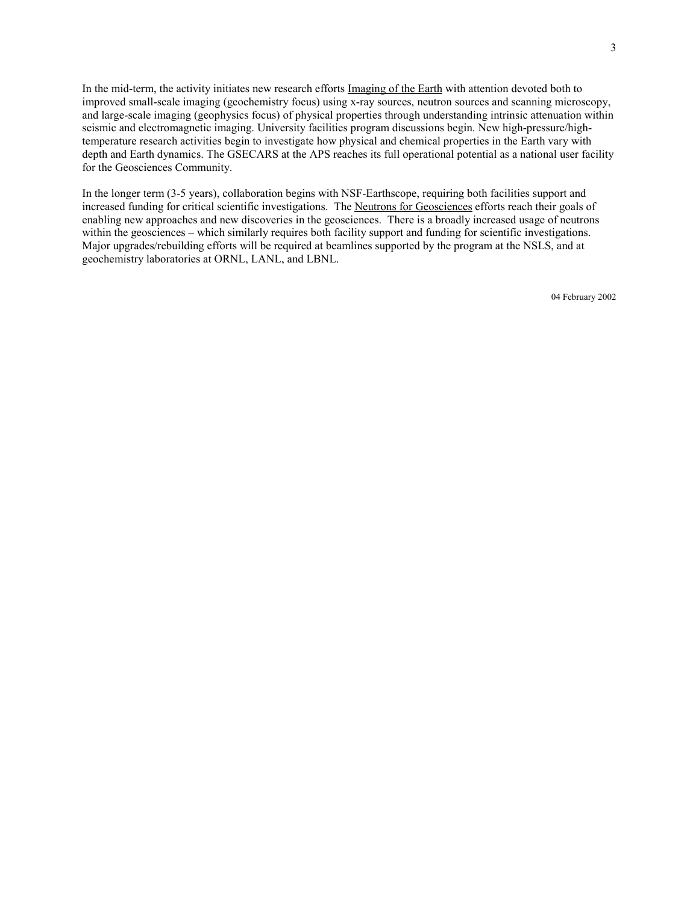In the mid-term, the activity initiates new research efforts Imaging of the Earth with attention devoted both to improved small-scale imaging (geochemistry focus) using x-ray sources, neutron sources and scanning microscopy, and large-scale imaging (geophysics focus) of physical properties through understanding intrinsic attenuation within seismic and electromagnetic imaging. University facilities program discussions begin. New high-pressure/high-temperature research activities begin to investigate how physical and chemical properties in the Earth vary with depth and Earth dynamics. The GSECARS at the APS reaches its full operational potential as a national user facility for the Geosciences Community.

In the longer term (3-5 years), collaboration begins with NSF-Earthscope, requiring both facilities support and increased funding for critical scientific investigations. The Neutrons for Geosciences efforts reach their goals of enabling new approaches and new discoveries in the geosciences. There is a broadly increased usage of neutrons within the geosciences – which similarly requires both facility support and funding for scientific investigations. Major upgrades/rebuilding efforts will be required at beamlines supported by the program at the NSLS, and at geochemistry laboratories at ORNL, LANL, and LBNL.

04 February 2002